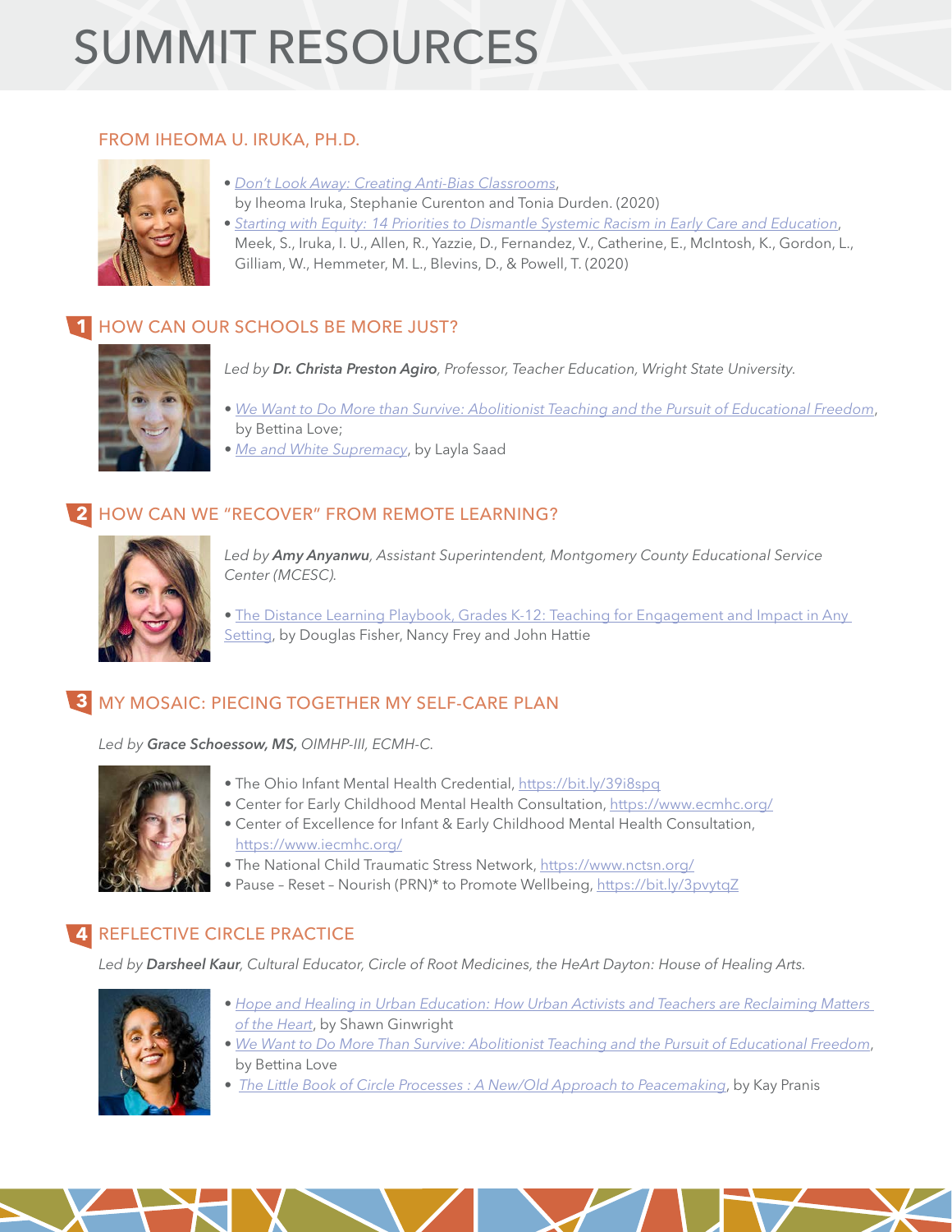# SUMMIT RESOURCES

## FROM IHEOMA U. IRUKA, PH.D.

- *Don't Look Away: Creating Anti-Bias Classrooms*, by Iheoma Iruka, Stephanie Curenton and Tonia Durden. (2020)
- *Starting with Equity: 14 Priorities to Dismantle Systemic Racism in Early Care and Education*, Meek, S., Iruka, I. U., Allen, R., Yazzie, D., Fernandez, V., Catherine, E., McIntosh, K., Gordon, L., Gilliam, W., Hemmeter, M. L., Blevins, D., & Powell, T. (2020)

## 1 HOW CAN OUR SCHOOLS BE MORE JUST?

*Led by **Dr. Christa Preston Agiro**, Professor, Teacher Education, Wright State University.*

- *We Want to Do More than Survive: Abolitionist Teaching and the Pursuit of Educational Freedom*, by Bettina Love;
- *Me and White Supremacy*, by Layla Saad

## 2 HOW CAN WE "RECOVER" FROM REMOTE LEARNING?

*Led by **Amy Anyanwu**, Assistant Superintendent, Montgomery County Educational Service Center (MCESC).*

- The Distance Learning Playbook, Grades K-12: Teaching for Engagement and Impact in Any Setting, by Douglas Fisher, Nancy Frey and John Hattie

## 3 MY MOSAIC: PIECING TOGETHER MY SELF-CARE PLAN

*Led by **Grace Schoessow, MS,** OIMHP-III, ECMH-C.*

- The Ohio Infant Mental Health Credential, https://bit.ly/39i8spq
- Center for Early Childhood Mental Health Consultation, https://www.ecmhc.org/
- Center of Excellence for Infant & Early Childhood Mental Health Consultation, https://www.iecmhc.org/
- The National Child Traumatic Stress Network, https://www.nctsn.org/
- Pause – Reset – Nourish (PRN)* to Promote Wellbeing, https://bit.ly/3pvytqZ

## 4 REFLECTIVE CIRCLE PRACTICE

*Led by **Darsheel Kaur**, Cultural Educator, Circle of Root Medicines, the HeArt Dayton: House of Healing Arts.*

- *Hope and Healing in Urban Education: How Urban Activists and Teachers are Reclaiming Matters of the Heart*, by Shawn Ginwright
- *We Want to Do More Than Survive: Abolitionist Teaching and the Pursuit of Educational Freedom*, by Bettina Love
- *The Little Book of Circle Processes : A New/Old Approach to Peacemaking*, by Kay Pranis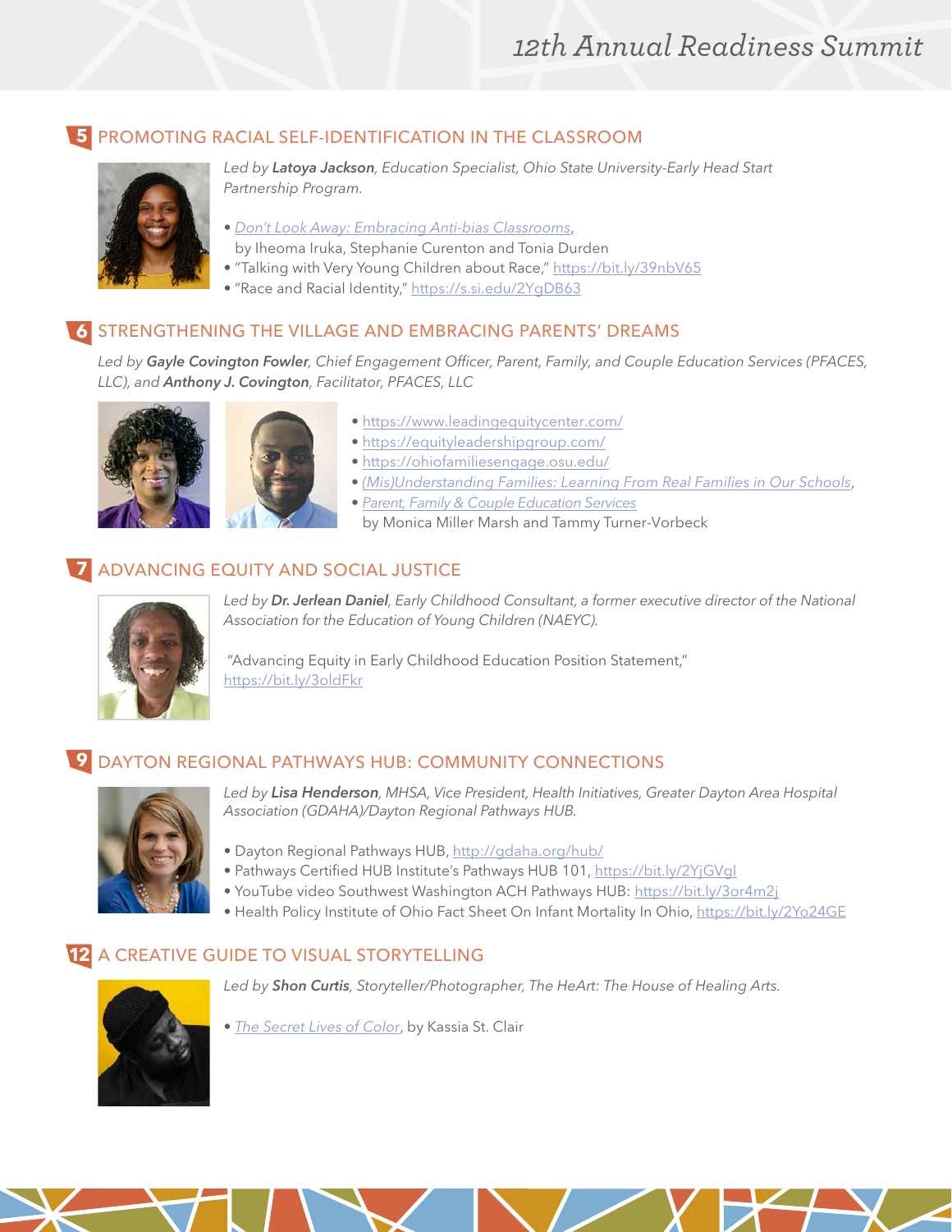## 5 PROMOTING RACIAL SELF-IDENTIFICATION IN THE CLASSROOM

*Led by **Latoya Jackson**, Education Specialist, Ohio State University-Early Head Start Partnership Program.*

- *Don't Look Away: Embracing Anti-bias Classrooms*, by Iheoma Iruka, Stephanie Curenton and Tonia Durden
- "Talking with Very Young Children about Race," https://bit.ly/39nbV65
- "Race and Racial Identity," https://s.si.edu/2YgDB63

## 6 STRENGTHENING THE VILLAGE AND EMBRACING PARENTS' DREAMS

*Led by **Gayle Covington Fowler**, Chief Engagement Officer, Parent, Family, and Couple Education Services (PFACES, LLC), and **Anthony J. Covington**, Facilitator, PFACES, LLC*

- https://www.leadingequitycenter.com/
- https://equityleadershipgroup.com/
- https://ohiofamiliesengage.osu.edu/
- *(Mis)Understanding Families: Learning From Real Families in Our Schools*,
- *Parent, Family & Couple Education Services* by Monica Miller Marsh and Tammy Turner-Vorbeck

## 7 ADVANCING EQUITY AND SOCIAL JUSTICE

*Led by **Dr. Jerlean Daniel**, Early Childhood Consultant, a former executive director of the National Association for the Education of Young Children (NAEYC).*

"Advancing Equity in Early Childhood Education Position Statement," https://bit.ly/3oldFkr

## 9 DAYTON REGIONAL PATHWAYS HUB: COMMUNITY CONNECTIONS

*Led by **Lisa Henderson**, MHSA, Vice President, Health Initiatives, Greater Dayton Area Hospital Association (GDAHA)/Dayton Regional Pathways HUB.*

- Dayton Regional Pathways HUB, http://gdaha.org/hub/
- Pathways Certified HUB Institute's Pathways HUB 101, https://bit.ly/2YjGVgI
- YouTube video Southwest Washington ACH Pathways HUB: https://bit.ly/3or4m2j
- Health Policy Institute of Ohio Fact Sheet On Infant Mortality In Ohio, https://bit.ly/2Yo24GE

## 12 A CREATIVE GUIDE TO VISUAL STORYTELLING

*Led by **Shon Curtis**, Storyteller/Photographer, The HeArt: The House of Healing Arts.*

- *The Secret Lives of Color*, by Kassia St. Clair